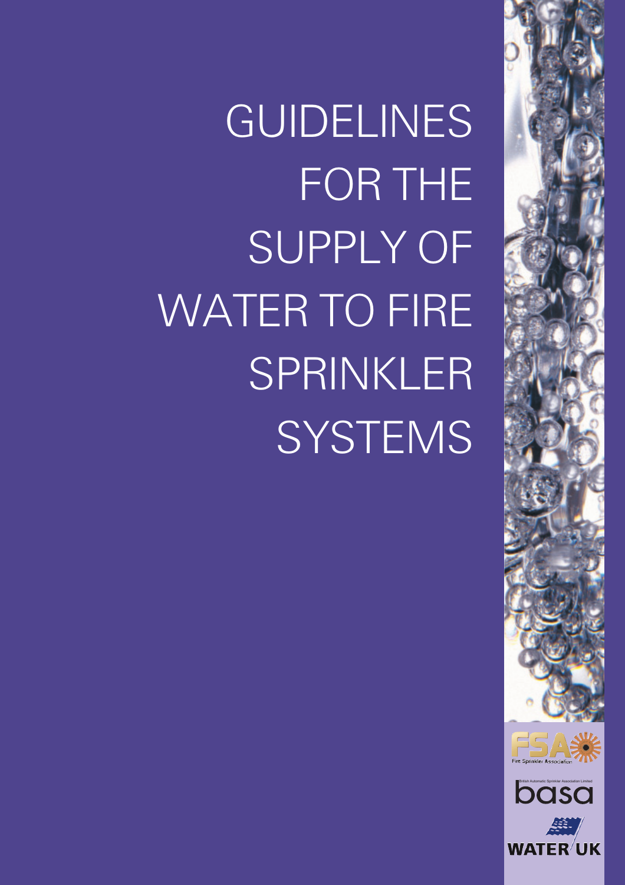# GUIDELINES FOR THE SUPPLY OF WATER TO FIRE SPRINKLER SYSTEMS

FSA Fire Sprinkler Association

British Automatic Sprinkler Association Limited

basa

WATER UK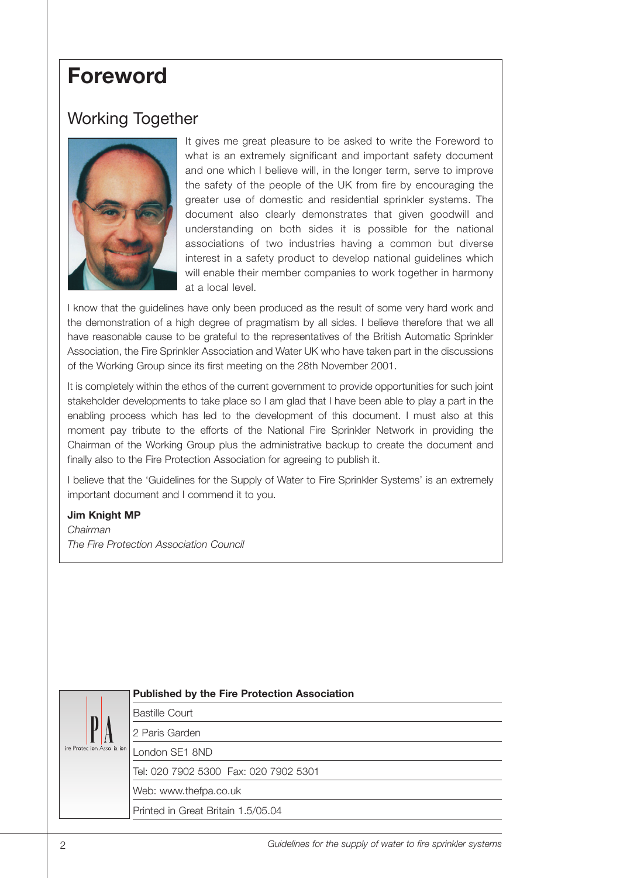# Foreword

## Working Together

It gives me great pleasure to be asked to write the Foreword to what is an extremely significant and important safety document and one which I believe will, in the longer term, serve to improve the safety of the people of the UK from fire by encouraging the greater use of domestic and residential sprinkler systems. The document also clearly demonstrates that given goodwill and understanding on both sides it is possible for the national associations of two industries having a common but diverse interest in a safety product to develop national guidelines which will enable their member companies to work together in harmony at a local level.

I know that the guidelines have only been produced as the result of some very hard work and the demonstration of a high degree of pragmatism by all sides. I believe therefore that we all have reasonable cause to be grateful to the representatives of the British Automatic Sprinkler Association, the Fire Sprinkler Association and Water UK who have taken part in the discussions of the Working Group since its first meeting on the 28th November 2001.

It is completely within the ethos of the current government to provide opportunities for such joint stakeholder developments to take place so I am glad that I have been able to play a part in the enabling process which has led to the development of this document. I must also at this moment pay tribute to the efforts of the National Fire Sprinkler Network in providing the Chairman of the Working Group plus the administrative backup to create the document and finally also to the Fire Protection Association for agreeing to publish it.

I believe that the 'Guidelines for the Supply of Water to Fire Sprinkler Systems' is an extremely important document and I commend it to you.

**Jim Knight MP**
*Chairman*
*The Fire Protection Association Council*

**Published by the Fire Protection Association**

Bastille Court

2 Paris Garden

London SE1 8ND

Tel: 020 7902 5300 Fax: 020 7902 5301

Web: www.thefpa.co.uk

Printed in Great Britain 1.5/05.04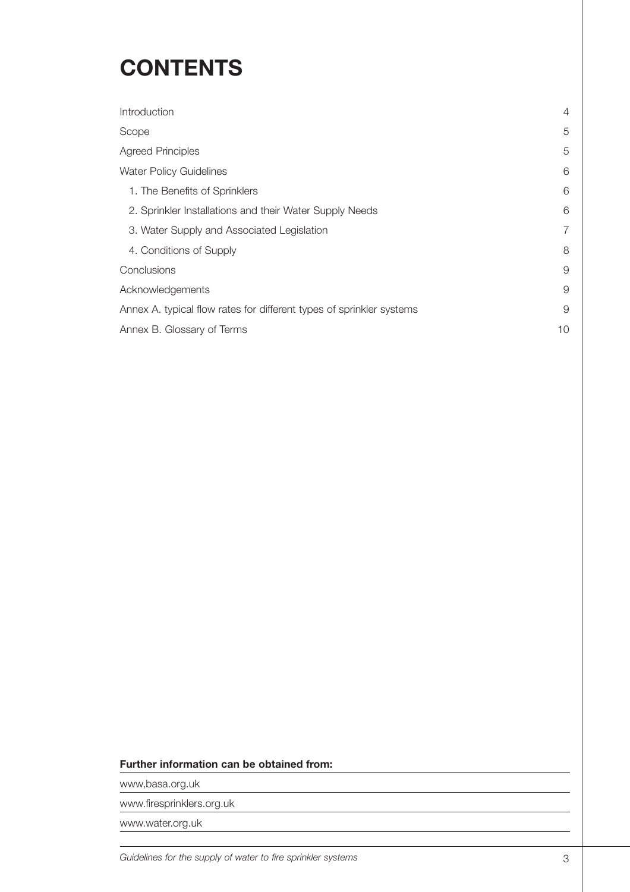# CONTENTS

| | |
|---|---|
| Introduction | 4 |
| Scope | 5 |
| Agreed Principles | 5 |
| Water Policy Guidelines | 6 |
| 1. The Benefits of Sprinklers | 6 |
| 2. Sprinkler Installations and their Water Supply Needs | 6 |
| 3. Water Supply and Associated Legislation | 7 |
| 4. Conditions of Supply | 8 |
| Conclusions | 9 |
| Acknowledgements | 9 |
| Annex A. typical flow rates for different types of sprinkler systems | 9 |
| Annex B. Glossary of Terms | 10 |

**Further information can be obtained from:**

www,basa.org.uk

www.firesprinklers.org.uk

www.water.org.uk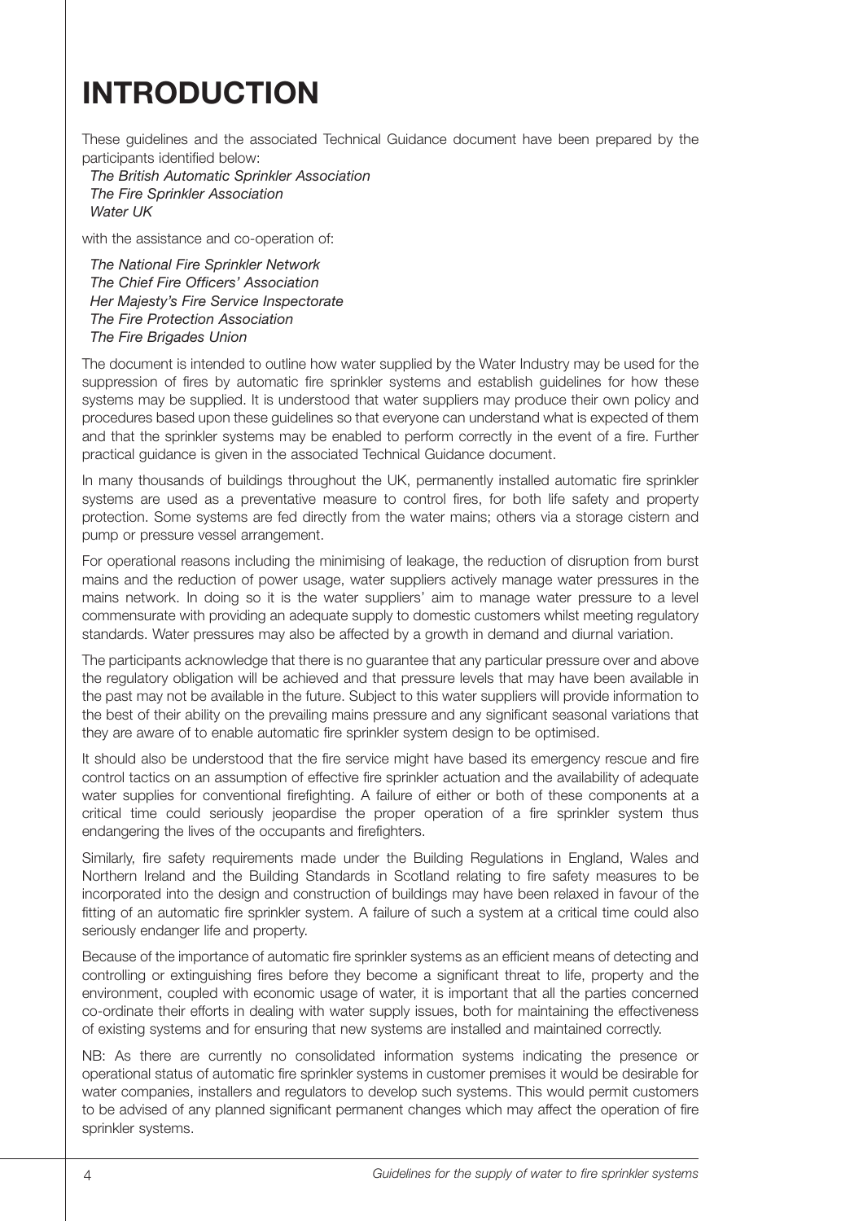# INTRODUCTION

These guidelines and the associated Technical Guidance document have been prepared by the participants identified below:

*The British Automatic Sprinkler Association*
*The Fire Sprinkler Association*
*Water UK*

with the assistance and co-operation of:

*The National Fire Sprinkler Network*
*The Chief Fire Officers' Association*
*Her Majesty's Fire Service Inspectorate*
*The Fire Protection Association*
*The Fire Brigades Union*

The document is intended to outline how water supplied by the Water Industry may be used for the suppression of fires by automatic fire sprinkler systems and establish guidelines for how these systems may be supplied. It is understood that water suppliers may produce their own policy and procedures based upon these guidelines so that everyone can understand what is expected of them and that the sprinkler systems may be enabled to perform correctly in the event of a fire. Further practical guidance is given in the associated Technical Guidance document.

In many thousands of buildings throughout the UK, permanently installed automatic fire sprinkler systems are used as a preventative measure to control fires, for both life safety and property protection. Some systems are fed directly from the water mains; others via a storage cistern and pump or pressure vessel arrangement.

For operational reasons including the minimising of leakage, the reduction of disruption from burst mains and the reduction of power usage, water suppliers actively manage water pressures in the mains network. In doing so it is the water suppliers' aim to manage water pressure to a level commensurate with providing an adequate supply to domestic customers whilst meeting regulatory standards. Water pressures may also be affected by a growth in demand and diurnal variation.

The participants acknowledge that there is no guarantee that any particular pressure over and above the regulatory obligation will be achieved and that pressure levels that may have been available in the past may not be available in the future. Subject to this water suppliers will provide information to the best of their ability on the prevailing mains pressure and any significant seasonal variations that they are aware of to enable automatic fire sprinkler system design to be optimised.

It should also be understood that the fire service might have based its emergency rescue and fire control tactics on an assumption of effective fire sprinkler actuation and the availability of adequate water supplies for conventional firefighting. A failure of either or both of these components at a critical time could seriously jeopardise the proper operation of a fire sprinkler system thus endangering the lives of the occupants and firefighters.

Similarly, fire safety requirements made under the Building Regulations in England, Wales and Northern Ireland and the Building Standards in Scotland relating to fire safety measures to be incorporated into the design and construction of buildings may have been relaxed in favour of the fitting of an automatic fire sprinkler system. A failure of such a system at a critical time could also seriously endanger life and property.

Because of the importance of automatic fire sprinkler systems as an efficient means of detecting and controlling or extinguishing fires before they become a significant threat to life, property and the environment, coupled with economic usage of water, it is important that all the parties concerned co-ordinate their efforts in dealing with water supply issues, both for maintaining the effectiveness of existing systems and for ensuring that new systems are installed and maintained correctly.

NB: As there are currently no consolidated information systems indicating the presence or operational status of automatic fire sprinkler systems in customer premises it would be desirable for water companies, installers and regulators to develop such systems. This would permit customers to be advised of any planned significant permanent changes which may affect the operation of fire sprinkler systems.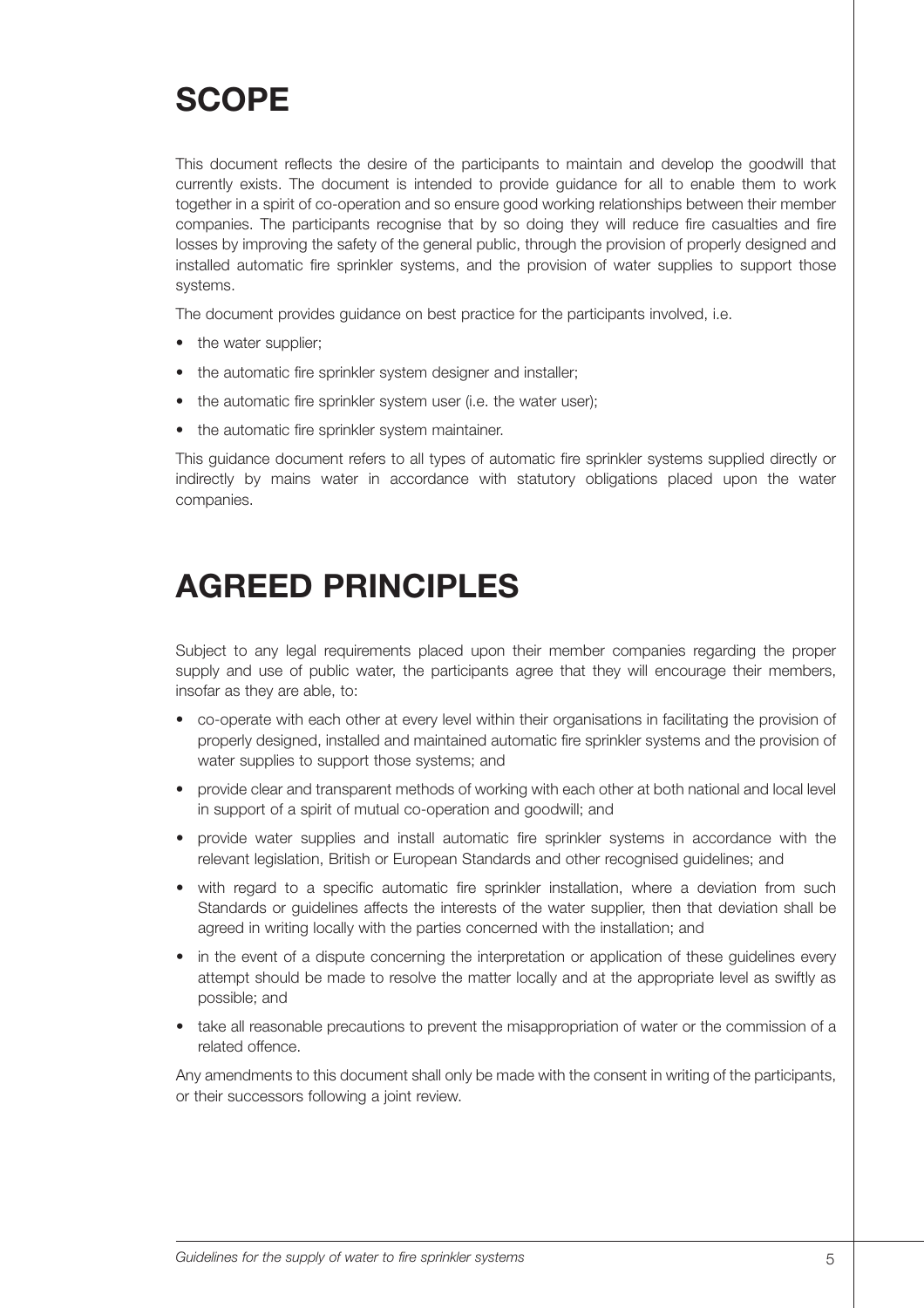# SCOPE

This document reflects the desire of the participants to maintain and develop the goodwill that currently exists. The document is intended to provide guidance for all to enable them to work together in a spirit of co-operation and so ensure good working relationships between their member companies. The participants recognise that by so doing they will reduce fire casualties and fire losses by improving the safety of the general public, through the provision of properly designed and installed automatic fire sprinkler systems, and the provision of water supplies to support those systems.

The document provides guidance on best practice for the participants involved, i.e.

- the water supplier;
- the automatic fire sprinkler system designer and installer;
- the automatic fire sprinkler system user (i.e. the water user);
- the automatic fire sprinkler system maintainer.

This guidance document refers to all types of automatic fire sprinkler systems supplied directly or indirectly by mains water in accordance with statutory obligations placed upon the water companies.

# AGREED PRINCIPLES

Subject to any legal requirements placed upon their member companies regarding the proper supply and use of public water, the participants agree that they will encourage their members, insofar as they are able, to:

- co-operate with each other at every level within their organisations in facilitating the provision of properly designed, installed and maintained automatic fire sprinkler systems and the provision of water supplies to support those systems; and
- provide clear and transparent methods of working with each other at both national and local level in support of a spirit of mutual co-operation and goodwill; and
- provide water supplies and install automatic fire sprinkler systems in accordance with the relevant legislation, British or European Standards and other recognised guidelines; and
- with regard to a specific automatic fire sprinkler installation, where a deviation from such Standards or guidelines affects the interests of the water supplier, then that deviation shall be agreed in writing locally with the parties concerned with the installation; and
- in the event of a dispute concerning the interpretation or application of these guidelines every attempt should be made to resolve the matter locally and at the appropriate level as swiftly as possible; and
- take all reasonable precautions to prevent the misappropriation of water or the commission of a related offence.

Any amendments to this document shall only be made with the consent in writing of the participants, or their successors following a joint review.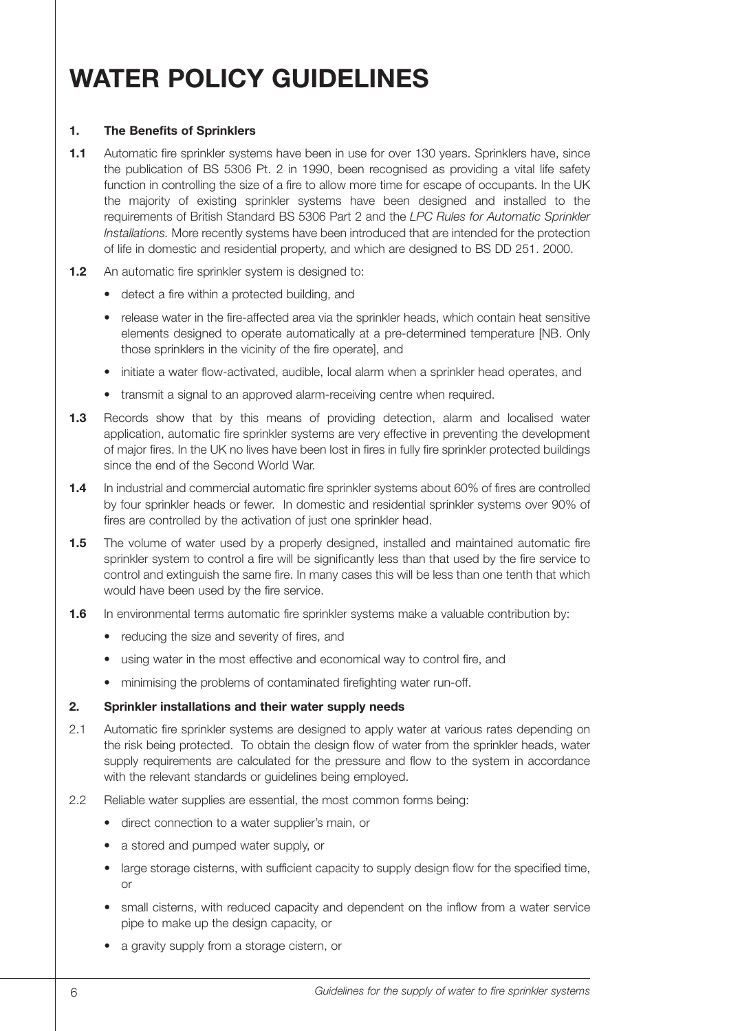# WATER POLICY GUIDELINES

## 1. The Benefits of Sprinklers

**1.1** Automatic fire sprinkler systems have been in use for over 130 years. Sprinklers have, since the publication of BS 5306 Pt. 2 in 1990, been recognised as providing a vital life safety function in controlling the size of a fire to allow more time for escape of occupants. In the UK the majority of existing sprinkler systems have been designed and installed to the requirements of British Standard BS 5306 Part 2 and the *LPC Rules for Automatic Sprinkler Installations.* More recently systems have been introduced that are intended for the protection of life in domestic and residential property, and which are designed to BS DD 251. 2000.

**1.2** An automatic fire sprinkler system is designed to:

- detect a fire within a protected building, and
- release water in the fire-affected area via the sprinkler heads, which contain heat sensitive elements designed to operate automatically at a pre-determined temperature [NB. Only those sprinklers in the vicinity of the fire operate], and
- initiate a water flow-activated, audible, local alarm when a sprinkler head operates, and
- transmit a signal to an approved alarm-receiving centre when required.

**1.3** Records show that by this means of providing detection, alarm and localised water application, automatic fire sprinkler systems are very effective in preventing the development of major fires. In the UK no lives have been lost in fires in fully fire sprinkler protected buildings since the end of the Second World War.

**1.4** In industrial and commercial automatic fire sprinkler systems about 60% of fires are controlled by four sprinkler heads or fewer. In domestic and residential sprinkler systems over 90% of fires are controlled by the activation of just one sprinkler head.

**1.5** The volume of water used by a properly designed, installed and maintained automatic fire sprinkler system to control a fire will be significantly less than that used by the fire service to control and extinguish the same fire. In many cases this will be less than one tenth that which would have been used by the fire service.

**1.6** In environmental terms automatic fire sprinkler systems make a valuable contribution by:

- reducing the size and severity of fires, and
- using water in the most effective and economical way to control fire, and
- minimising the problems of contaminated firefighting water run-off.

## 2. Sprinkler installations and their water supply needs

2.1 Automatic fire sprinkler systems are designed to apply water at various rates depending on the risk being protected. To obtain the design flow of water from the sprinkler heads, water supply requirements are calculated for the pressure and flow to the system in accordance with the relevant standards or guidelines being employed.

2.2 Reliable water supplies are essential, the most common forms being:

- direct connection to a water supplier's main, or
- a stored and pumped water supply, or
- large storage cisterns, with sufficient capacity to supply design flow for the specified time, or
- small cisterns, with reduced capacity and dependent on the inflow from a water service pipe to make up the design capacity, or
- a gravity supply from a storage cistern, or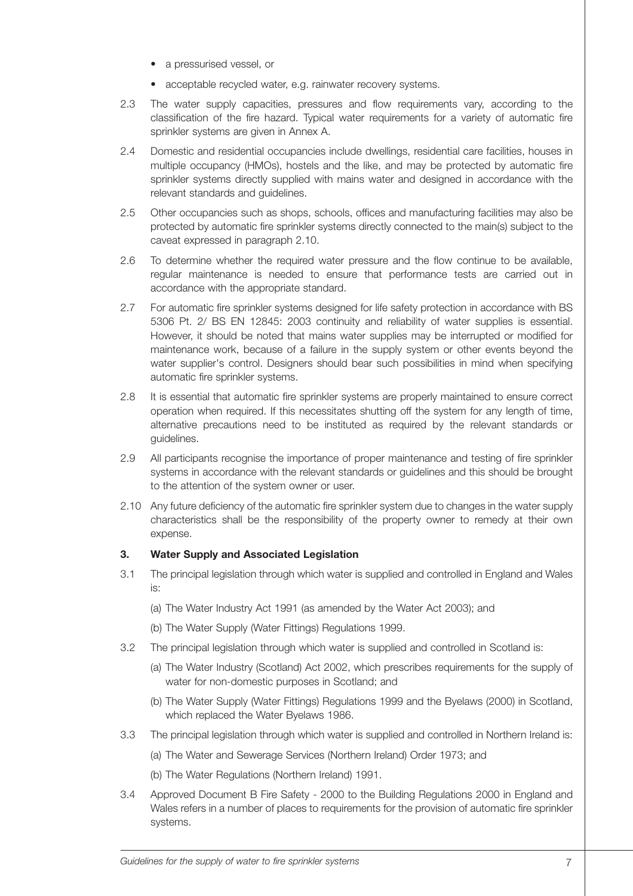- a pressurised vessel, or
- acceptable recycled water, e.g. rainwater recovery systems.

2.3 The water supply capacities, pressures and flow requirements vary, according to the classification of the fire hazard. Typical water requirements for a variety of automatic fire sprinkler systems are given in Annex A.

2.4 Domestic and residential occupancies include dwellings, residential care facilities, houses in multiple occupancy (HMOs), hostels and the like, and may be protected by automatic fire sprinkler systems directly supplied with mains water and designed in accordance with the relevant standards and guidelines.

2.5 Other occupancies such as shops, schools, offices and manufacturing facilities may also be protected by automatic fire sprinkler systems directly connected to the main(s) subject to the caveat expressed in paragraph 2.10.

2.6 To determine whether the required water pressure and the flow continue to be available, regular maintenance is needed to ensure that performance tests are carried out in accordance with the appropriate standard.

2.7 For automatic fire sprinkler systems designed for life safety protection in accordance with BS 5306 Pt. 2/ BS EN 12845: 2003 continuity and reliability of water supplies is essential. However, it should be noted that mains water supplies may be interrupted or modified for maintenance work, because of a failure in the supply system or other events beyond the water supplier's control. Designers should bear such possibilities in mind when specifying automatic fire sprinkler systems.

2.8 It is essential that automatic fire sprinkler systems are properly maintained to ensure correct operation when required. If this necessitates shutting off the system for any length of time, alternative precautions need to be instituted as required by the relevant standards or guidelines.

2.9 All participants recognise the importance of proper maintenance and testing of fire sprinkler systems in accordance with the relevant standards or guidelines and this should be brought to the attention of the system owner or user.

2.10 Any future deficiency of the automatic fire sprinkler system due to changes in the water supply characteristics shall be the responsibility of the property owner to remedy at their own expense.

## 3. Water Supply and Associated Legislation

3.1 The principal legislation through which water is supplied and controlled in England and Wales is:

(a) The Water Industry Act 1991 (as amended by the Water Act 2003); and

(b) The Water Supply (Water Fittings) Regulations 1999.

3.2 The principal legislation through which water is supplied and controlled in Scotland is:

(a) The Water Industry (Scotland) Act 2002, which prescribes requirements for the supply of water for non-domestic purposes in Scotland; and

(b) The Water Supply (Water Fittings) Regulations 1999 and the Byelaws (2000) in Scotland, which replaced the Water Byelaws 1986.

3.3 The principal legislation through which water is supplied and controlled in Northern Ireland is:

(a) The Water and Sewerage Services (Northern Ireland) Order 1973; and

(b) The Water Regulations (Northern Ireland) 1991.

3.4 Approved Document B Fire Safety - 2000 to the Building Regulations 2000 in England and Wales refers in a number of places to requirements for the provision of automatic fire sprinkler systems.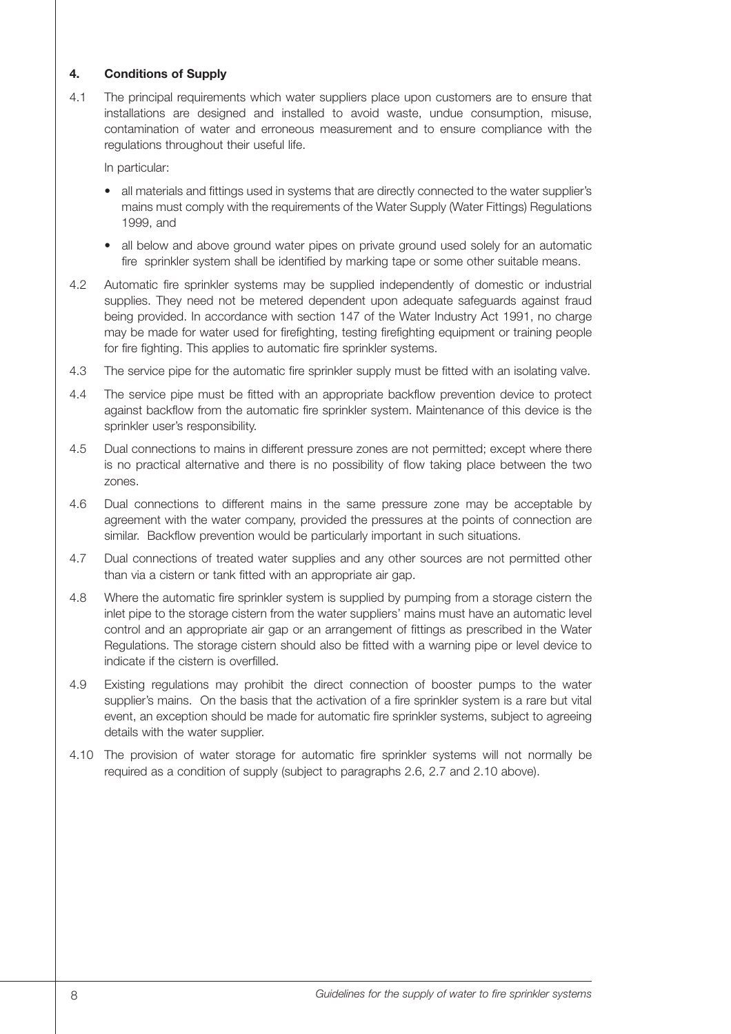## 4. Conditions of Supply

4.1 The principal requirements which water suppliers place upon customers are to ensure that installations are designed and installed to avoid waste, undue consumption, misuse, contamination of water and erroneous measurement and to ensure compliance with the regulations throughout their useful life.

In particular:

- all materials and fittings used in systems that are directly connected to the water supplier's mains must comply with the requirements of the Water Supply (Water Fittings) Regulations 1999, and
- all below and above ground water pipes on private ground used solely for an automatic fire sprinkler system shall be identified by marking tape or some other suitable means.

4.2 Automatic fire sprinkler systems may be supplied independently of domestic or industrial supplies. They need not be metered dependent upon adequate safeguards against fraud being provided. In accordance with section 147 of the Water Industry Act 1991, no charge may be made for water used for firefighting, testing firefighting equipment or training people for fire fighting. This applies to automatic fire sprinkler systems.

4.3 The service pipe for the automatic fire sprinkler supply must be fitted with an isolating valve.

4.4 The service pipe must be fitted with an appropriate backflow prevention device to protect against backflow from the automatic fire sprinkler system. Maintenance of this device is the sprinkler user's responsibility.

4.5 Dual connections to mains in different pressure zones are not permitted; except where there is no practical alternative and there is no possibility of flow taking place between the two zones.

4.6 Dual connections to different mains in the same pressure zone may be acceptable by agreement with the water company, provided the pressures at the points of connection are similar. Backflow prevention would be particularly important in such situations.

4.7 Dual connections of treated water supplies and any other sources are not permitted other than via a cistern or tank fitted with an appropriate air gap.

4.8 Where the automatic fire sprinkler system is supplied by pumping from a storage cistern the inlet pipe to the storage cistern from the water suppliers' mains must have an automatic level control and an appropriate air gap or an arrangement of fittings as prescribed in the Water Regulations. The storage cistern should also be fitted with a warning pipe or level device to indicate if the cistern is overfilled.

4.9 Existing regulations may prohibit the direct connection of booster pumps to the water supplier's mains. On the basis that the activation of a fire sprinkler system is a rare but vital event, an exception should be made for automatic fire sprinkler systems, subject to agreeing details with the water supplier.

4.10 The provision of water storage for automatic fire sprinkler systems will not normally be required as a condition of supply (subject to paragraphs 2.6, 2.7 and 2.10 above).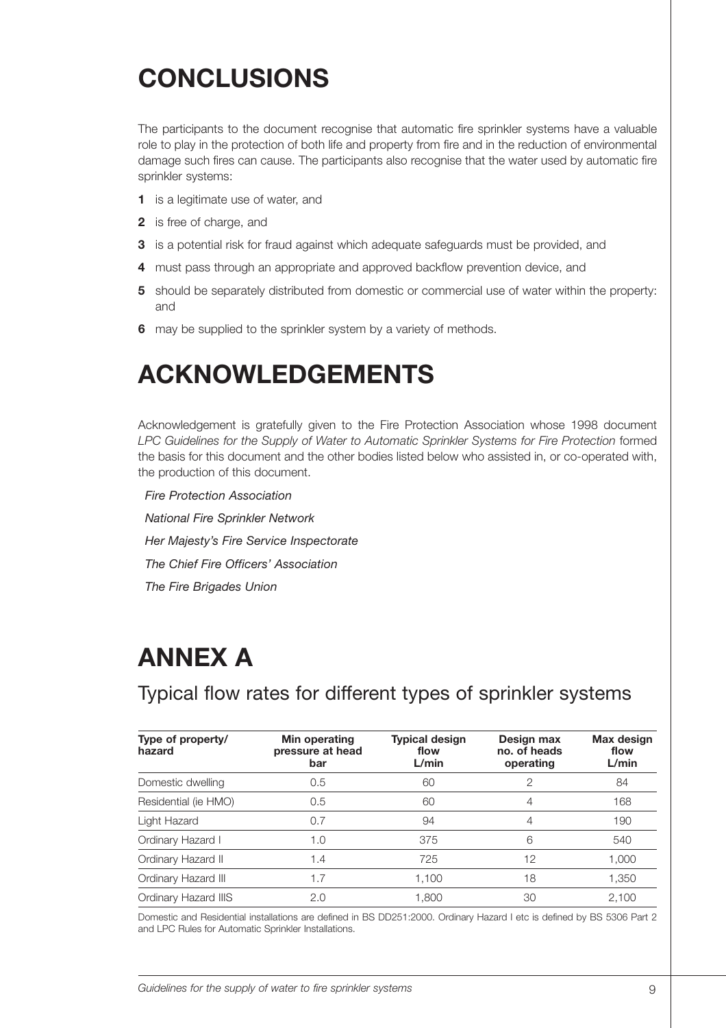# CONCLUSIONS

The participants to the document recognise that automatic fire sprinkler systems have a valuable role to play in the protection of both life and property from fire and in the reduction of environmental damage such fires can cause. The participants also recognise that the water used by automatic fire sprinkler systems:

**1** is a legitimate use of water, and

**2** is free of charge, and

**3** is a potential risk for fraud against which adequate safeguards must be provided, and

**4** must pass through an appropriate and approved backflow prevention device, and

**5** should be separately distributed from domestic or commercial use of water within the property: and

**6** may be supplied to the sprinkler system by a variety of methods.

# ACKNOWLEDGEMENTS

Acknowledgement is gratefully given to the Fire Protection Association whose 1998 document *LPC Guidelines for the Supply of Water to Automatic Sprinkler Systems for Fire Protection* formed the basis for this document and the other bodies listed below who assisted in, or co-operated with, the production of this document.

*Fire Protection Association*

*National Fire Sprinkler Network*

*Her Majesty's Fire Service Inspectorate*

*The Chief Fire Officers' Association*

*The Fire Brigades Union*

# ANNEX A

## Typical flow rates for different types of sprinkler systems

| Type of property/ hazard | Min operating pressure at head bar | Typical design flow L/min | Design max no. of heads operating | Max design flow L/min |
|---|---|---|---|---|
| Domestic dwelling | 0.5 | 60 | 2 | 84 |
| Residential (ie HMO) | 0.5 | 60 | 4 | 168 |
| Light Hazard | 0.7 | 94 | 4 | 190 |
| Ordinary Hazard I | 1.0 | 375 | 6 | 540 |
| Ordinary Hazard II | 1.4 | 725 | 12 | 1,000 |
| Ordinary Hazard III | 1.7 | 1,100 | 18 | 1,350 |
| Ordinary Hazard IIIS | 2.0 | 1,800 | 30 | 2,100 |

Domestic and Residential installations are defined in BS DD251:2000. Ordinary Hazard I etc is defined by BS 5306 Part 2 and LPC Rules for Automatic Sprinkler Installations.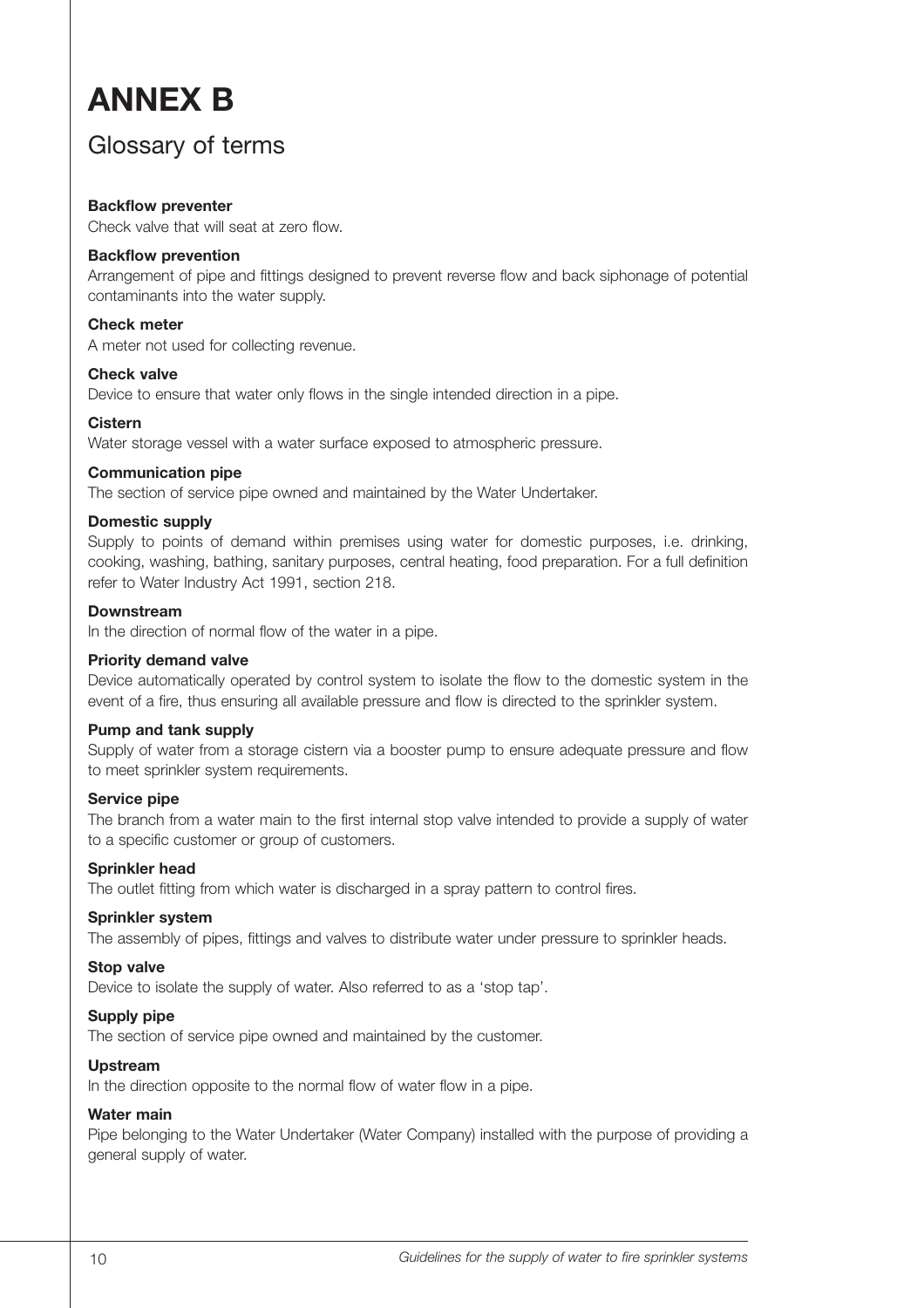# ANNEX B

## Glossary of terms

**Backflow preventer**
Check valve that will seat at zero flow.

**Backflow prevention**
Arrangement of pipe and fittings designed to prevent reverse flow and back siphonage of potential contaminants into the water supply.

**Check meter**
A meter not used for collecting revenue.

**Check valve**
Device to ensure that water only flows in the single intended direction in a pipe.

**Cistern**
Water storage vessel with a water surface exposed to atmospheric pressure.

**Communication pipe**
The section of service pipe owned and maintained by the Water Undertaker.

**Domestic supply**
Supply to points of demand within premises using water for domestic purposes, i.e. drinking, cooking, washing, bathing, sanitary purposes, central heating, food preparation. For a full definition refer to Water Industry Act 1991, section 218.

**Downstream**
In the direction of normal flow of the water in a pipe.

**Priority demand valve**
Device automatically operated by control system to isolate the flow to the domestic system in the event of a fire, thus ensuring all available pressure and flow is directed to the sprinkler system.

**Pump and tank supply**
Supply of water from a storage cistern via a booster pump to ensure adequate pressure and flow to meet sprinkler system requirements.

**Service pipe**
The branch from a water main to the first internal stop valve intended to provide a supply of water to a specific customer or group of customers.

**Sprinkler head**
The outlet fitting from which water is discharged in a spray pattern to control fires.

**Sprinkler system**
The assembly of pipes, fittings and valves to distribute water under pressure to sprinkler heads.

**Stop valve**
Device to isolate the supply of water. Also referred to as a 'stop tap'.

**Supply pipe**
The section of service pipe owned and maintained by the customer.

**Upstream**
In the direction opposite to the normal flow of water flow in a pipe.

**Water main**
Pipe belonging to the Water Undertaker (Water Company) installed with the purpose of providing a general supply of water.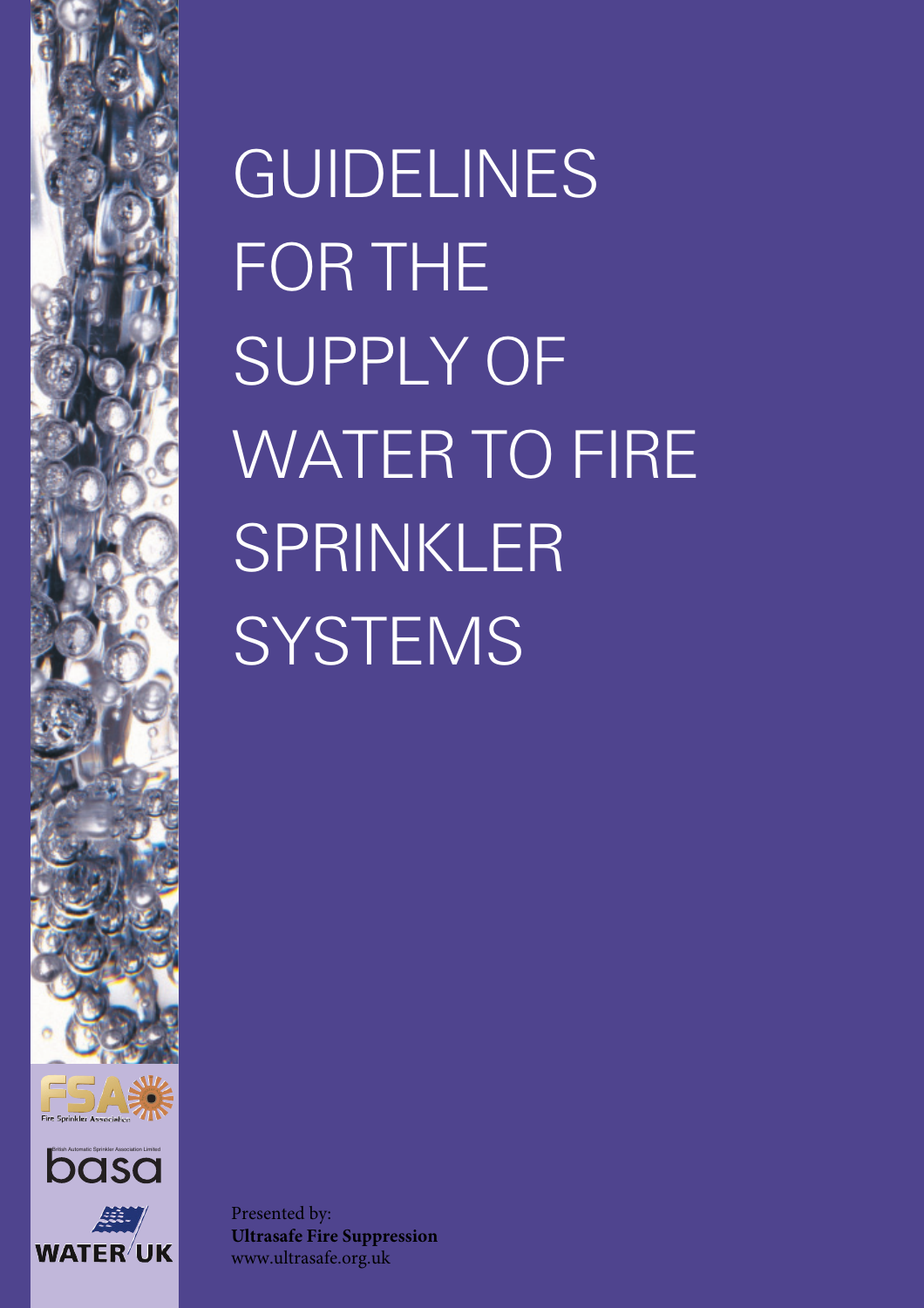# GUIDELINES FOR THE SUPPLY OF WATER TO FIRE SPRINKLER SYSTEMS

Fire Sprinkler Association

British Automatic Sprinkler Association Limited

basa

WATER UK

Presented by:
**Ultrasafe Fire Suppression**
www.ultrasafe.org.uk